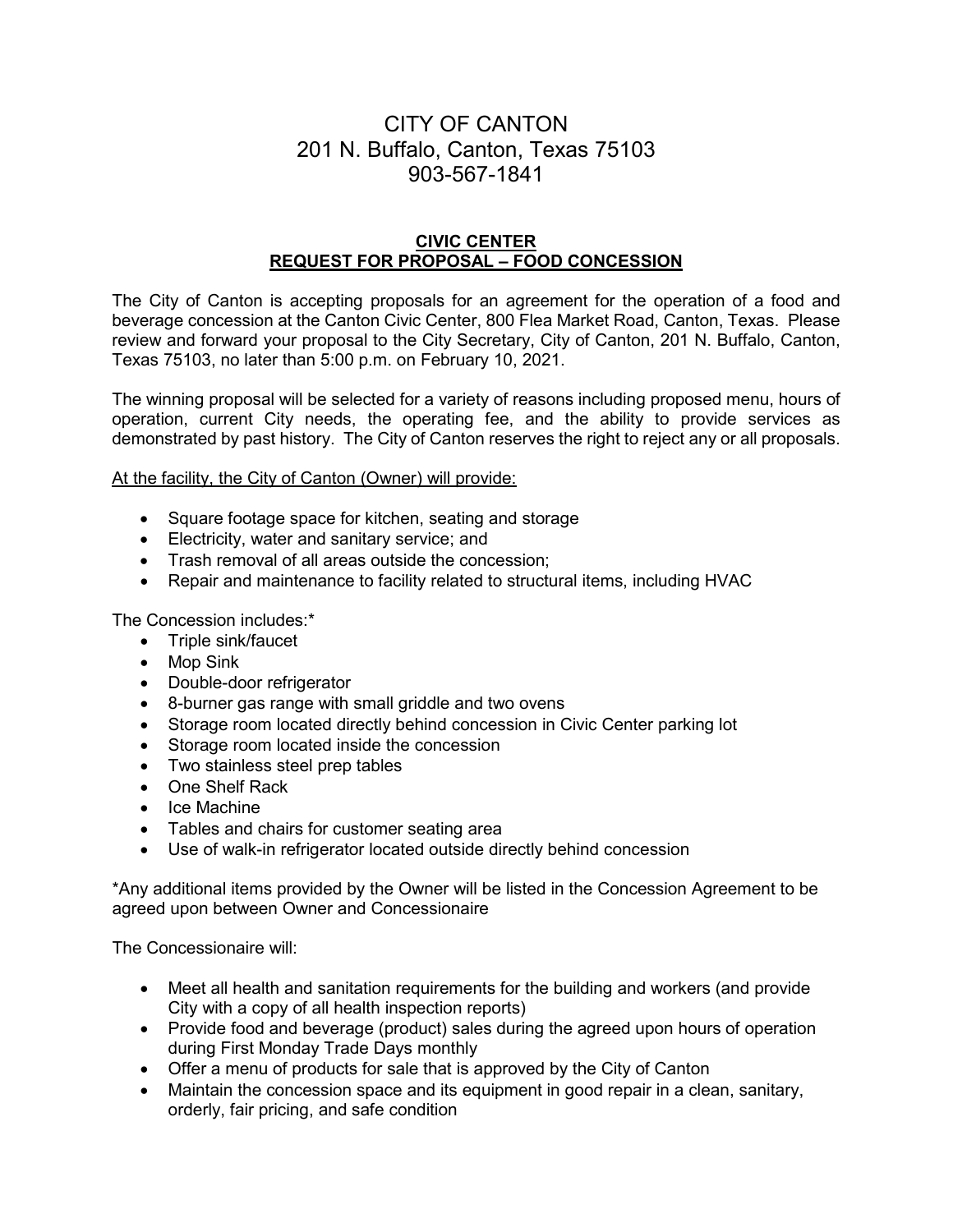# CITY OF CANTON
201 N. Buffalo, Canton, Texas 75103
903-567-1841

## CIVIC CENTER
## REQUEST FOR PROPOSAL – FOOD CONCESSION

The City of Canton is accepting proposals for an agreement for the operation of a food and beverage concession at the Canton Civic Center, 800 Flea Market Road, Canton, Texas. Please review and forward your proposal to the City Secretary, City of Canton, 201 N. Buffalo, Canton, Texas 75103, no later than 5:00 p.m. on February 10, 2021.

The winning proposal will be selected for a variety of reasons including proposed menu, hours of operation, current City needs, the operating fee, and the ability to provide services as demonstrated by past history. The City of Canton reserves the right to reject any or all proposals.

At the facility, the City of Canton (Owner) will provide:

- Square footage space for kitchen, seating and storage
- Electricity, water and sanitary service; and
- Trash removal of all areas outside the concession;
- Repair and maintenance to facility related to structural items, including HVAC

The Concession includes:*

- Triple sink/faucet
- Mop Sink
- Double-door refrigerator
- 8-burner gas range with small griddle and two ovens
- Storage room located directly behind concession in Civic Center parking lot
- Storage room located inside the concession
- Two stainless steel prep tables
- One Shelf Rack
- Ice Machine
- Tables and chairs for customer seating area
- Use of walk-in refrigerator located outside directly behind concession

*Any additional items provided by the Owner will be listed in the Concession Agreement to be agreed upon between Owner and Concessionaire

The Concessionaire will:

- Meet all health and sanitation requirements for the building and workers (and provide City with a copy of all health inspection reports)
- Provide food and beverage (product) sales during the agreed upon hours of operation during First Monday Trade Days monthly
- Offer a menu of products for sale that is approved by the City of Canton
- Maintain the concession space and its equipment in good repair in a clean, sanitary, orderly, fair pricing, and safe condition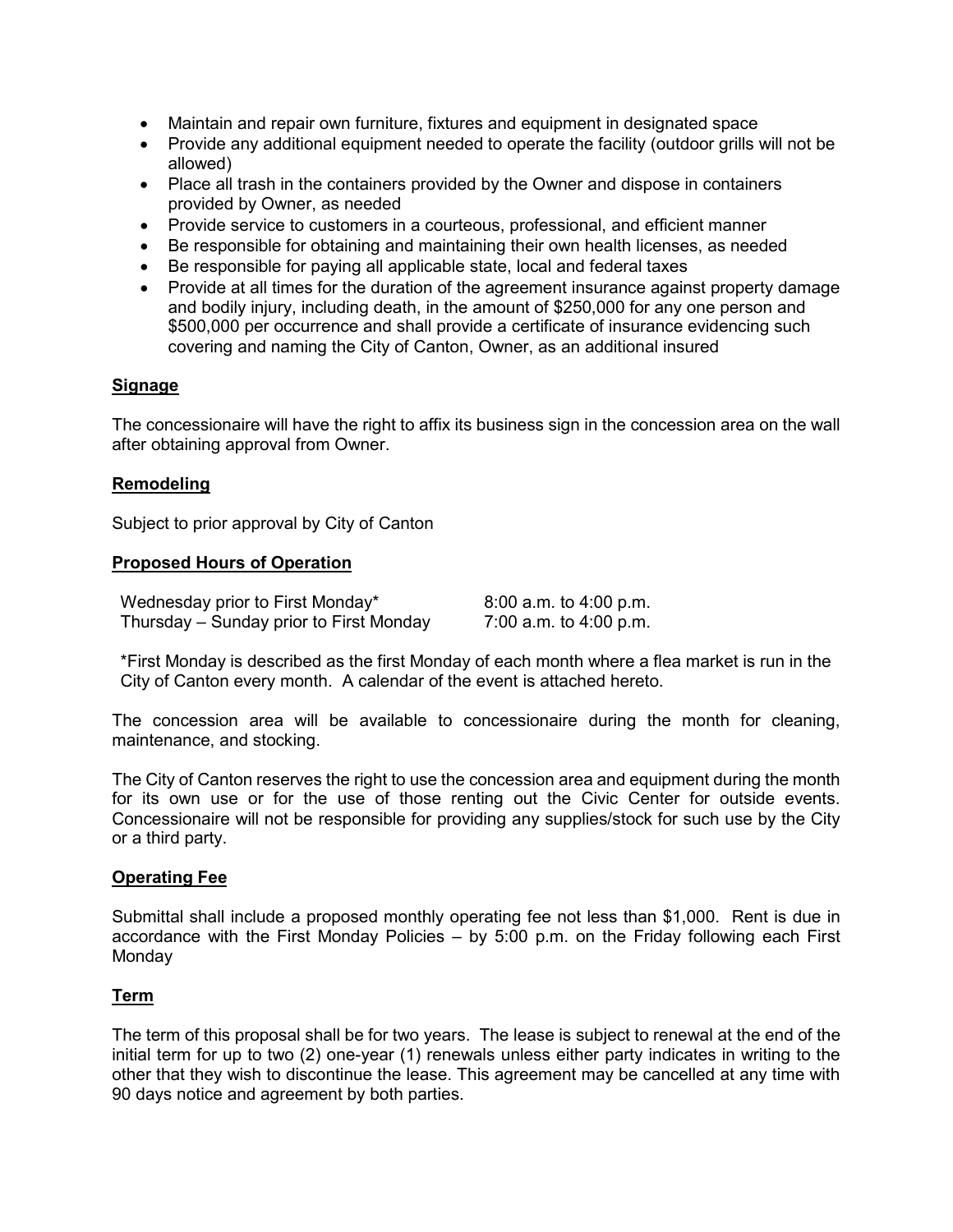- Maintain and repair own furniture, fixtures and equipment in designated space
- Provide any additional equipment needed to operate the facility (outdoor grills will not be allowed)
- Place all trash in the containers provided by the Owner and dispose in containers provided by Owner, as needed
- Provide service to customers in a courteous, professional, and efficient manner
- Be responsible for obtaining and maintaining their own health licenses, as needed
- Be responsible for paying all applicable state, local and federal taxes
- Provide at all times for the duration of the agreement insurance against property damage and bodily injury, including death, in the amount of $250,000 for any one person and $500,000 per occurrence and shall provide a certificate of insurance evidencing such covering and naming the City of Canton, Owner, as an additional insured

**Signage**

The concessionaire will have the right to affix its business sign in the concession area on the wall after obtaining approval from Owner.

**Remodeling**

Subject to prior approval by City of Canton

**Proposed Hours of Operation**

| | |
|---|---|
| Wednesday prior to First Monday* | 8:00 a.m. to 4:00 p.m. |
| Thursday – Sunday prior to First Monday | 7:00 a.m. to 4:00 p.m. |

*First Monday is described as the first Monday of each month where a flea market is run in the City of Canton every month. A calendar of the event is attached hereto.

The concession area will be available to concessionaire during the month for cleaning, maintenance, and stocking.

The City of Canton reserves the right to use the concession area and equipment during the month for its own use or for the use of those renting out the Civic Center for outside events. Concessionaire will not be responsible for providing any supplies/stock for such use by the City or a third party.

**Operating Fee**

Submittal shall include a proposed monthly operating fee not less than $1,000. Rent is due in accordance with the First Monday Policies – by 5:00 p.m. on the Friday following each First Monday

**Term**

The term of this proposal shall be for two years. The lease is subject to renewal at the end of the initial term for up to two (2) one-year (1) renewals unless either party indicates in writing to the other that they wish to discontinue the lease. This agreement may be cancelled at any time with 90 days notice and agreement by both parties.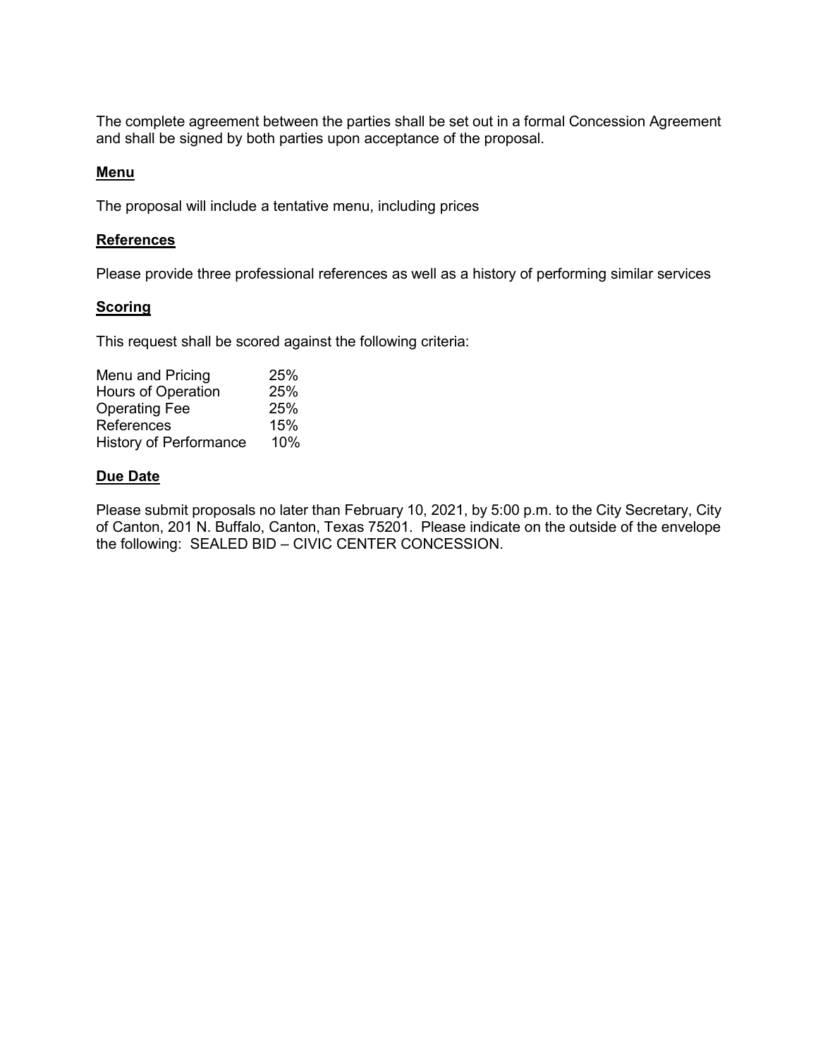The complete agreement between the parties shall be set out in a formal Concession Agreement and shall be signed by both parties upon acceptance of the proposal.

**Menu**

The proposal will include a tentative menu, including prices

**References**

Please provide three professional references as well as a history of performing similar services

**Scoring**

This request shall be scored against the following criteria:

| | |
|---|---|
| Menu and Pricing | 25% |
| Hours of Operation | 25% |
| Operating Fee | 25% |
| References | 15% |
| History of Performance | 10% |

**Due Date**

Please submit proposals no later than February 10, 2021, by 5:00 p.m. to the City Secretary, City of Canton, 201 N. Buffalo, Canton, Texas 75201. Please indicate on the outside of the envelope the following: SEALED BID – CIVIC CENTER CONCESSION.